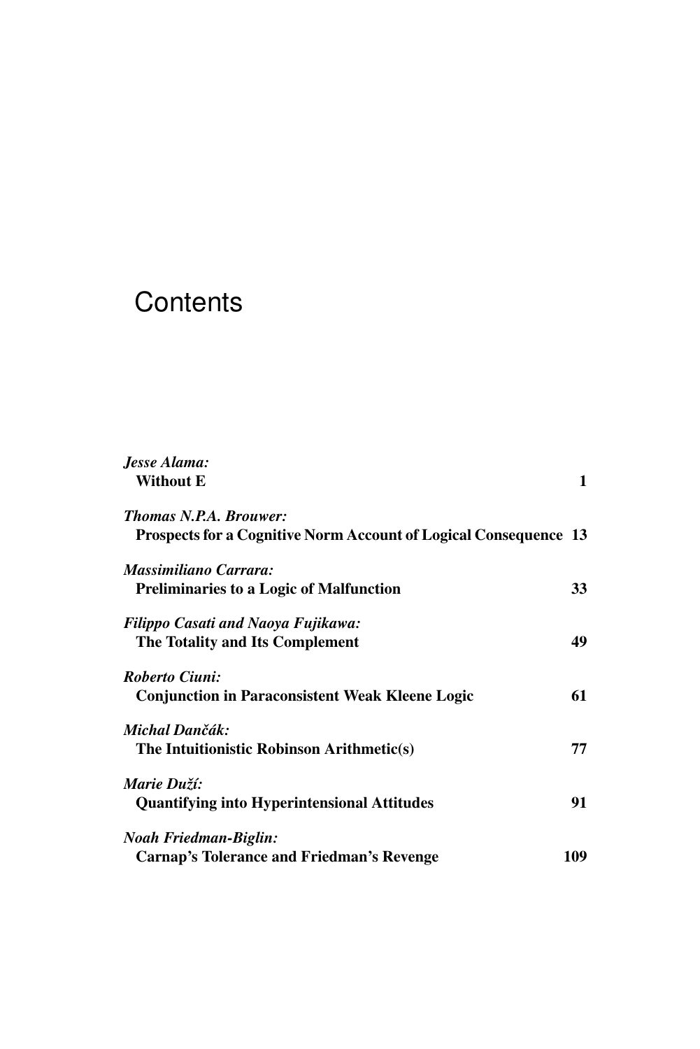# Contents

*Jesse Alama:*
**Without E** **1**

*Thomas N.P.A. Brouwer:*
**Prospects for a Cognitive Norm Account of Logical Consequence** **13**

*Massimiliano Carrara:*
**Preliminaries to a Logic of Malfunction** **33**

*Filippo Casati and Naoya Fujikawa:*
**The Totality and Its Complement** **49**

*Roberto Ciuni:*
**Conjunction in Paraconsistent Weak Kleene Logic** **61**

*Michal Dančák:*
**The Intuitionistic Robinson Arithmetic(s)** **77**

*Marie Duží:*
**Quantifying into Hyperintensional Attitudes** **91**

*Noah Friedman-Biglin:*
**Carnap's Tolerance and Friedman's Revenge** **109**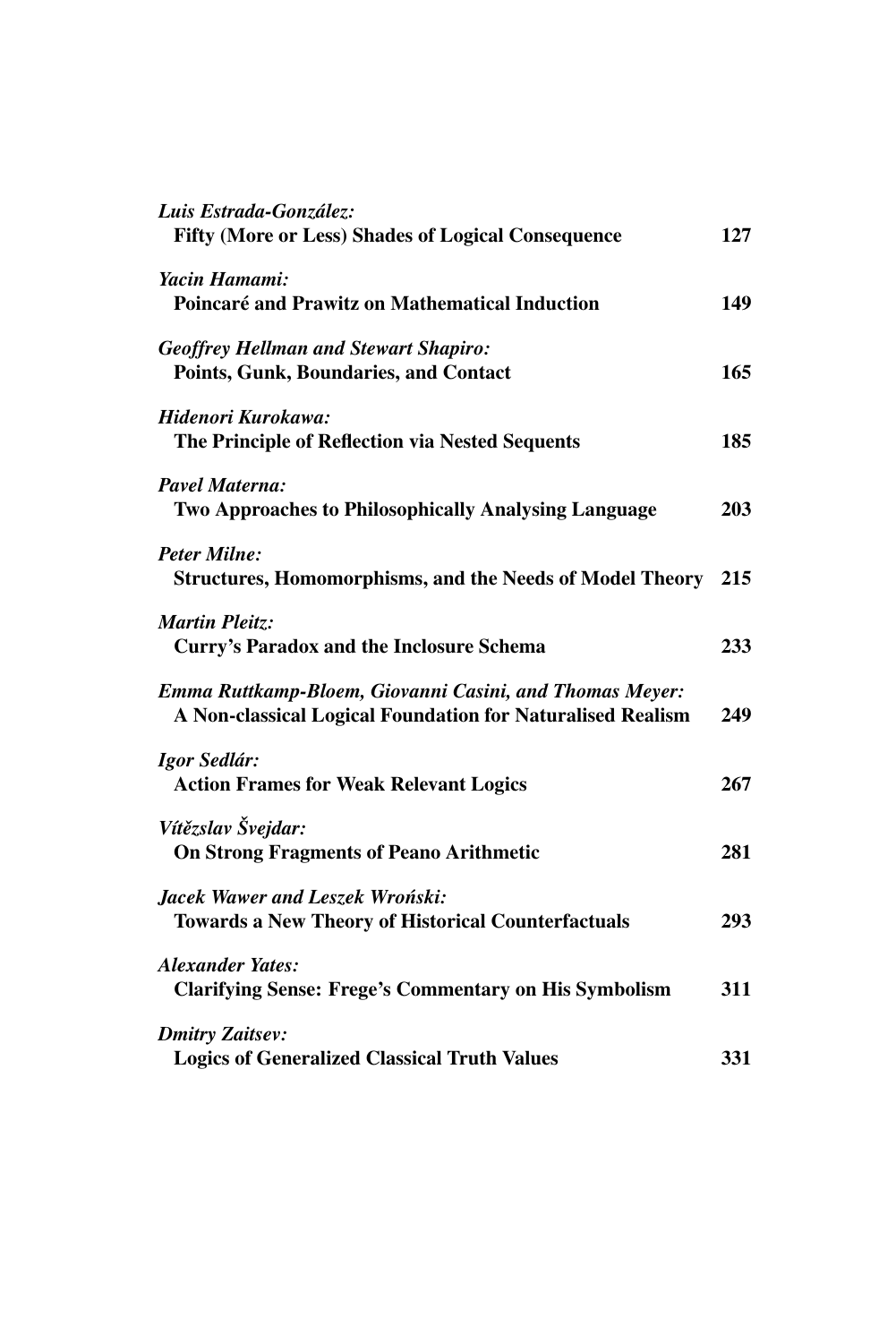*Luis Estrada-González:*
**Fifty (More or Less) Shades of Logical Consequence** **127**

*Yacin Hamami:*
**Poincaré and Prawitz on Mathematical Induction** **149**

*Geoffrey Hellman and Stewart Shapiro:*
**Points, Gunk, Boundaries, and Contact** **165**

*Hidenori Kurokawa:*
**The Principle of Reflection via Nested Sequents** **185**

*Pavel Materna:*
**Two Approaches to Philosophically Analysing Language** **203**

*Peter Milne:*
**Structures, Homomorphisms, and the Needs of Model Theory** **215**

*Martin Pleitz:*
**Curry's Paradox and the Inclosure Schema** **233**

*Emma Ruttkamp-Bloem, Giovanni Casini, and Thomas Meyer:*
**A Non-classical Logical Foundation for Naturalised Realism** **249**

*Igor Sedlár:*
**Action Frames for Weak Relevant Logics** **267**

*Vítězslav Švejdar:*
**On Strong Fragments of Peano Arithmetic** **281**

*Jacek Wawer and Leszek Wroński:*
**Towards a New Theory of Historical Counterfactuals** **293**

*Alexander Yates:*
**Clarifying Sense: Frege's Commentary on His Symbolism** **311**

*Dmitry Zaitsev:*
**Logics of Generalized Classical Truth Values** **331**